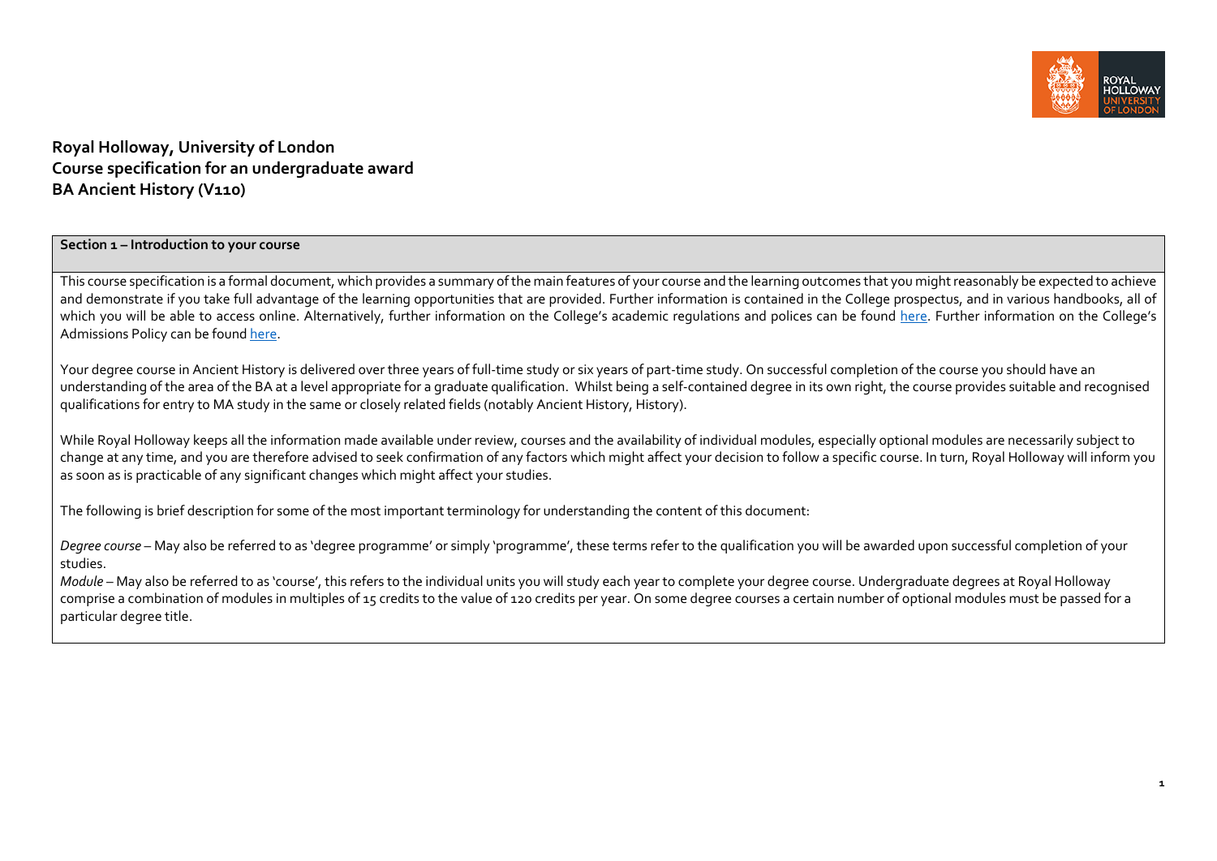**Royal Holloway, University of London**
**Course specification for an undergraduate award**
**BA Ancient History (V110)**

## Section 1 – Introduction to your course

This course specification is a formal document, which provides a summary of the main features of your course and the learning outcomes that you might reasonably be expected to achieve and demonstrate if you take full advantage of the learning opportunities that are provided. Further information is contained in the College prospectus, and in various handbooks, all of which you will be able to access online. Alternatively, further information on the College's academic regulations and polices can be found here. Further information on the College's Admissions Policy can be found here.

Your degree course in Ancient History is delivered over three years of full-time study or six years of part-time study. On successful completion of the course you should have an understanding of the area of the BA at a level appropriate for a graduate qualification. Whilst being a self-contained degree in its own right, the course provides suitable and recognised qualifications for entry to MA study in the same or closely related fields (notably Ancient History, History).

While Royal Holloway keeps all the information made available under review, courses and the availability of individual modules, especially optional modules are necessarily subject to change at any time, and you are therefore advised to seek confirmation of any factors which might affect your decision to follow a specific course. In turn, Royal Holloway will inform you as soon as is practicable of any significant changes which might affect your studies.

The following is brief description for some of the most important terminology for understanding the content of this document:

*Degree course* – May also be referred to as 'degree programme' or simply 'programme', these terms refer to the qualification you will be awarded upon successful completion of your studies.

*Module* – May also be referred to as 'course', this refers to the individual units you will study each year to complete your degree course. Undergraduate degrees at Royal Holloway comprise a combination of modules in multiples of 15 credits to the value of 120 credits per year. On some degree courses a certain number of optional modules must be passed for a particular degree title.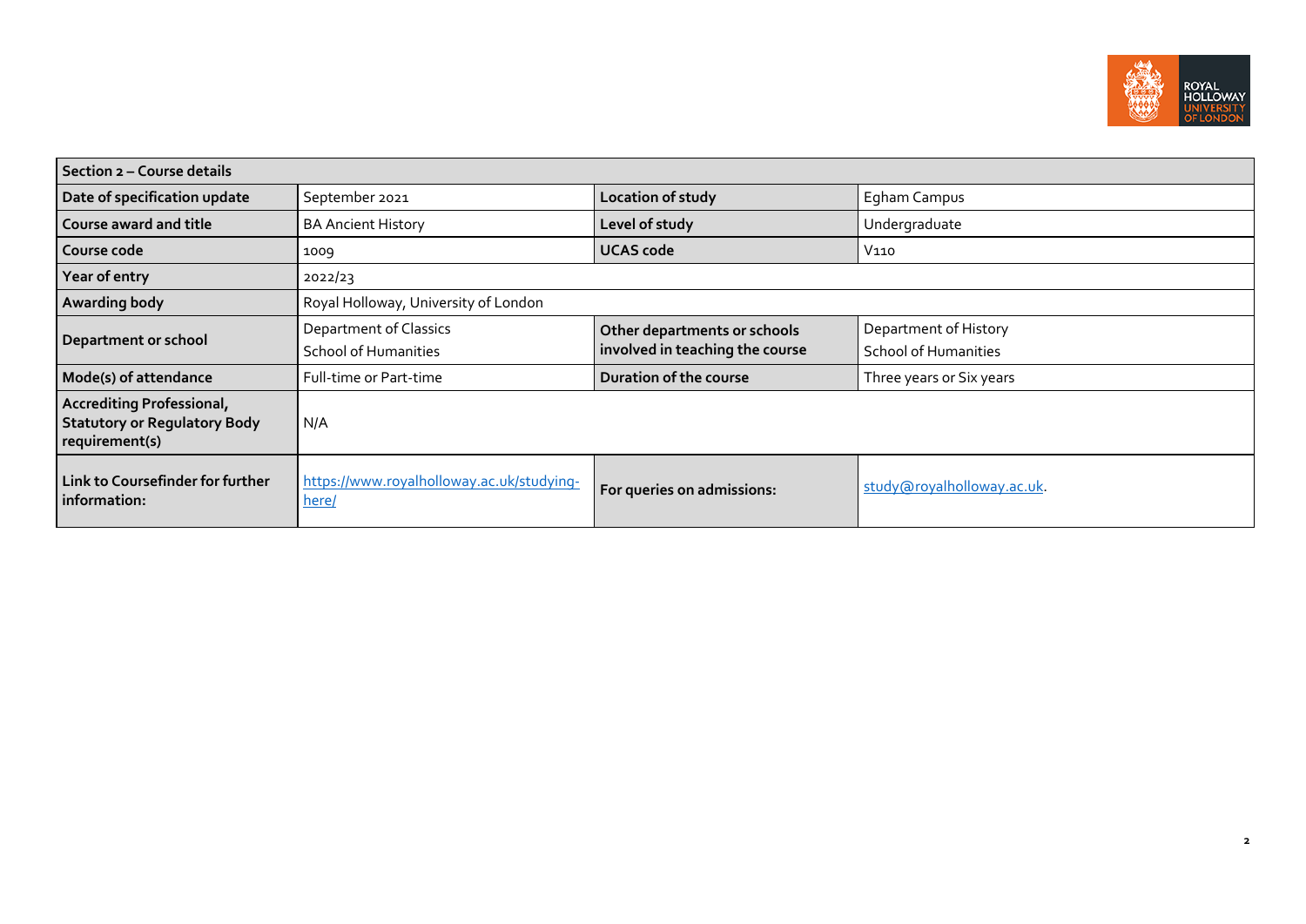| Section 2 – Course details | | | |
|---|---|---|---|
| **Date of specification update** | September 2021 | **Location of study** | Egham Campus |
| **Course award and title** | BA Ancient History | **Level of study** | Undergraduate |
| **Course code** | 1009 | **UCAS code** | V110 |
| **Year of entry** | 2022/23 | | |
| **Awarding body** | Royal Holloway, University of London | | |
| **Department or school** | Department of Classics<br>School of Humanities | **Other departments or schools involved in teaching the course** | Department of History<br>School of Humanities |
| **Mode(s) of attendance** | Full-time or Part-time | **Duration of the course** | Three years or Six years |
| **Accrediting Professional, Statutory or Regulatory Body requirement(s)** | N/A | | |
| **Link to Coursefinder for further information:** | [https://www.royalholloway.ac.uk/studying-here/](https://www.royalholloway.ac.uk/studying-here/) | **For queries on admissions:** | study@royalholloway.ac.uk. |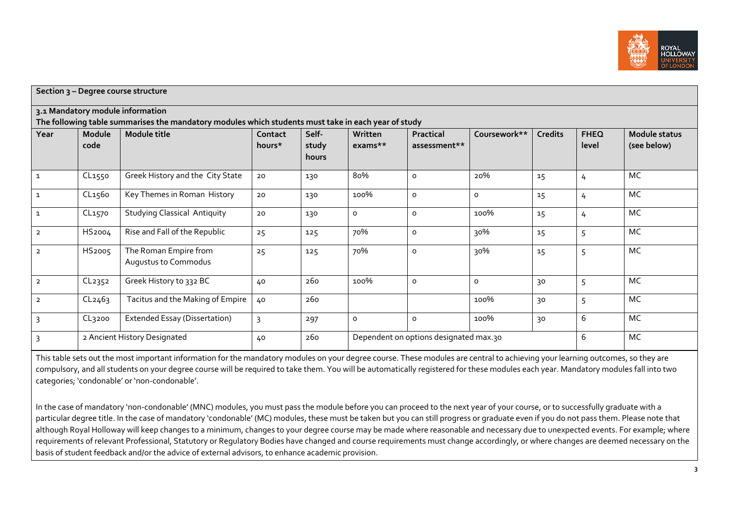**Section 3 – Degree course structure**

**3.1 Mandatory module information**
**The following table summarises the mandatory modules which students must take in each year of study**

| Year | Module code | Module title | Contact hours* | Self-study hours | Written exams** | Practical assessment** | Coursework** | Credits | FHEQ level | Module status (see below) |
|---|---|---|---|---|---|---|---|---|---|---|
| 1 | CL1550 | Greek History and the City State | 20 | 130 | 80% | 0 | 20% | 15 | 4 | MC |
| 1 | CL1560 | Key Themes in Roman History | 20 | 130 | 100% | 0 | 0 | 15 | 4 | MC |
| 1 | CL1570 | Studying Classical Antiquity | 20 | 130 | 0 | 0 | 100% | 15 | 4 | MC |
| 2 | HS2004 | Rise and Fall of the Republic | 25 | 125 | 70% | 0 | 30% | 15 | 5 | MC |
| 2 | HS2005 | The Roman Empire from Augustus to Commodus | 25 | 125 | 70% | 0 | 30% | 15 | 5 | MC |
| 2 | CL2352 | Greek History to 332 BC | 40 | 260 | 100% | 0 | 0 | 30 | 5 | MC |
| 2 | CL2463 | Tacitus and the Making of Empire | 40 | 260 | | | 100% | 30 | 5 | MC |
| 3 | CL3200 | Extended Essay (Dissertation) | 3 | 297 | 0 | 0 | 100% | 30 | 6 | MC |
| 3 | 2 Ancient History Designated | | 40 | 260 | Dependent on options designated max.30 | | | | 6 | MC |

This table sets out the most important information for the mandatory modules on your degree course. These modules are central to achieving your learning outcomes, so they are compulsory, and all students on your degree course will be required to take them. You will be automatically registered for these modules each year. Mandatory modules fall into two categories; 'condonable' or 'non-condonable'.

In the case of mandatory 'non-condonable' (MNC) modules, you must pass the module before you can proceed to the next year of your course, or to successfully graduate with a particular degree title. In the case of mandatory 'condonable' (MC) modules, these must be taken but you can still progress or graduate even if you do not pass them. Please note that although Royal Holloway will keep changes to a minimum, changes to your degree course may be made where reasonable and necessary due to unexpected events. For example; where requirements of relevant Professional, Statutory or Regulatory Bodies have changed and course requirements must change accordingly, or where changes are deemed necessary on the basis of student feedback and/or the advice of external advisors, to enhance academic provision.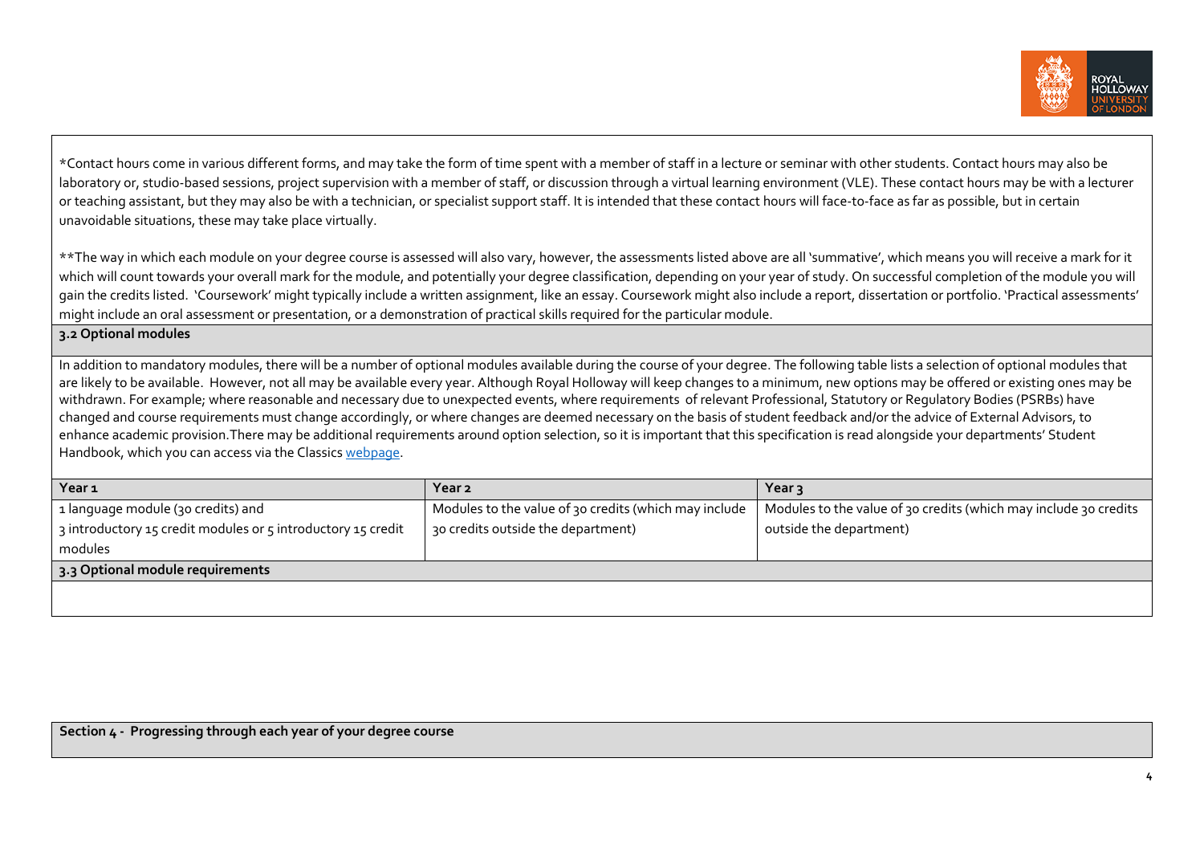*Contact hours come in various different forms, and may take the form of time spent with a member of staff in a lecture or seminar with other students. Contact hours may also be laboratory or, studio-based sessions, project supervision with a member of staff, or discussion through a virtual learning environment (VLE). These contact hours may be with a lecturer or teaching assistant, but they may also be with a technician, or specialist support staff. It is intended that these contact hours will face-to-face as far as possible, but in certain unavoidable situations, these may take place virtually.

**The way in which each module on your degree course is assessed will also vary, however, the assessments listed above are all 'summative', which means you will receive a mark for it which will count towards your overall mark for the module, and potentially your degree classification, depending on your year of study. On successful completion of the module you will gain the credits listed. 'Coursework' might typically include a written assignment, like an essay. Coursework might also include a report, dissertation or portfolio. 'Practical assessments' might include an oral assessment or presentation, or a demonstration of practical skills required for the particular module.

**3.2 Optional modules**

In addition to mandatory modules, there will be a number of optional modules available during the course of your degree. The following table lists a selection of optional modules that are likely to be available. However, not all may be available every year. Although Royal Holloway will keep changes to a minimum, new options may be offered or existing ones may be withdrawn. For example; where reasonable and necessary due to unexpected events, where requirements of relevant Professional, Statutory or Regulatory Bodies (PSRBs) have changed and course requirements must change accordingly, or where changes are deemed necessary on the basis of student feedback and/or the advice of External Advisors, to enhance academic provision.There may be additional requirements around option selection, so it is important that this specification is read alongside your departments' Student Handbook, which you can access via the Classics webpage.

| Year 1 | Year 2 | Year 3 |
|---|---|---|
| 1 language module (30 credits) and 3 introductory 15 credit modules or 5 introductory 15 credit modules | Modules to the value of 30 credits (which may include 30 credits outside the department) | Modules to the value of 30 credits (which may include 30 credits outside the department) |

**3.3 Optional module requirements**

**Section 4 - Progressing through each year of your degree course**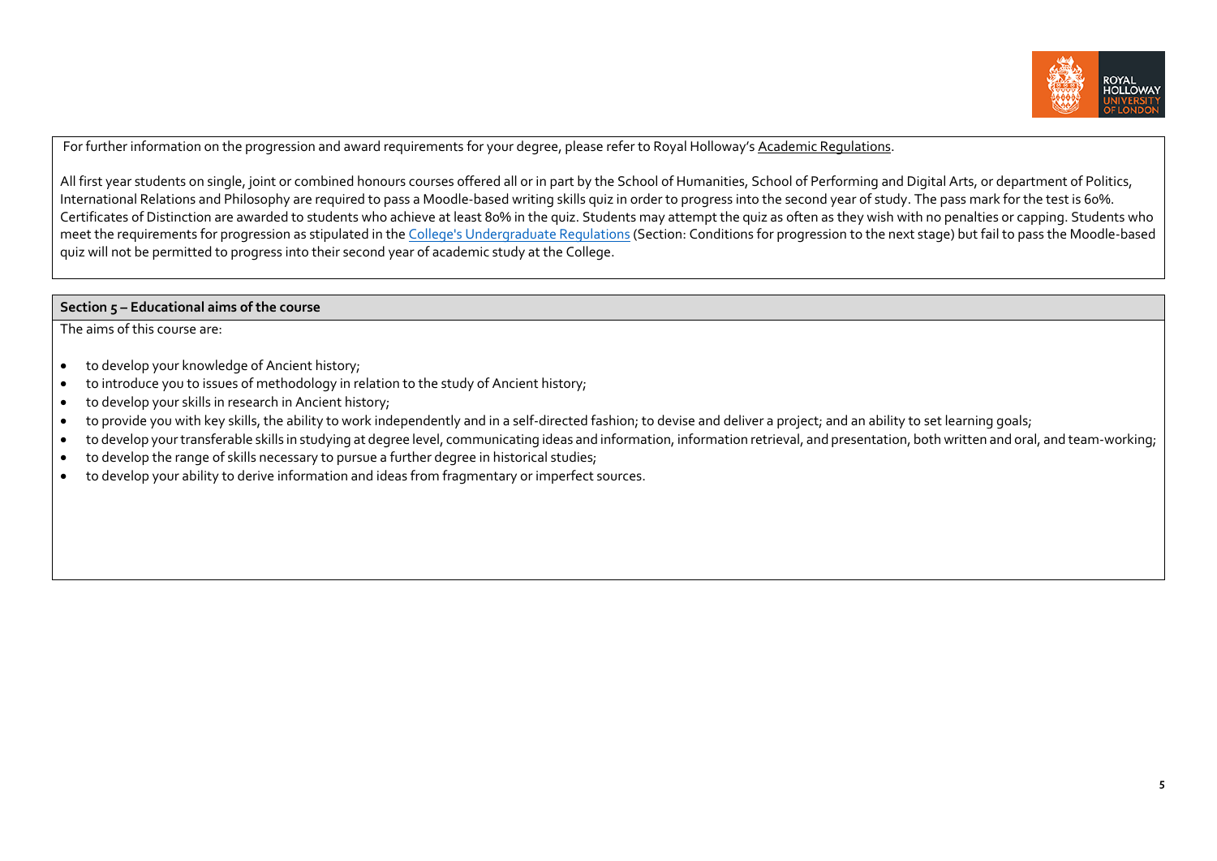For further information on the progression and award requirements for your degree, please refer to Royal Holloway's Academic Regulations.

All first year students on single, joint or combined honours courses offered all or in part by the School of Humanities, School of Performing and Digital Arts, or department of Politics, International Relations and Philosophy are required to pass a Moodle-based writing skills quiz in order to progress into the second year of study. The pass mark for the test is 60%. Certificates of Distinction are awarded to students who achieve at least 80% in the quiz. Students may attempt the quiz as often as they wish with no penalties or capping. Students who meet the requirements for progression as stipulated in the College's Undergraduate Regulations (Section: Conditions for progression to the next stage) but fail to pass the Moodle-based quiz will not be permitted to progress into their second year of academic study at the College.

## Section 5 – Educational aims of the course

The aims of this course are:

- to develop your knowledge of Ancient history;
- to introduce you to issues of methodology in relation to the study of Ancient history;
- to develop your skills in research in Ancient history;
- to provide you with key skills, the ability to work independently and in a self-directed fashion; to devise and deliver a project; and an ability to set learning goals;
- to develop your transferable skills in studying at degree level, communicating ideas and information, information retrieval, and presentation, both written and oral, and team-working;
- to develop the range of skills necessary to pursue a further degree in historical studies;
- to develop your ability to derive information and ideas from fragmentary or imperfect sources.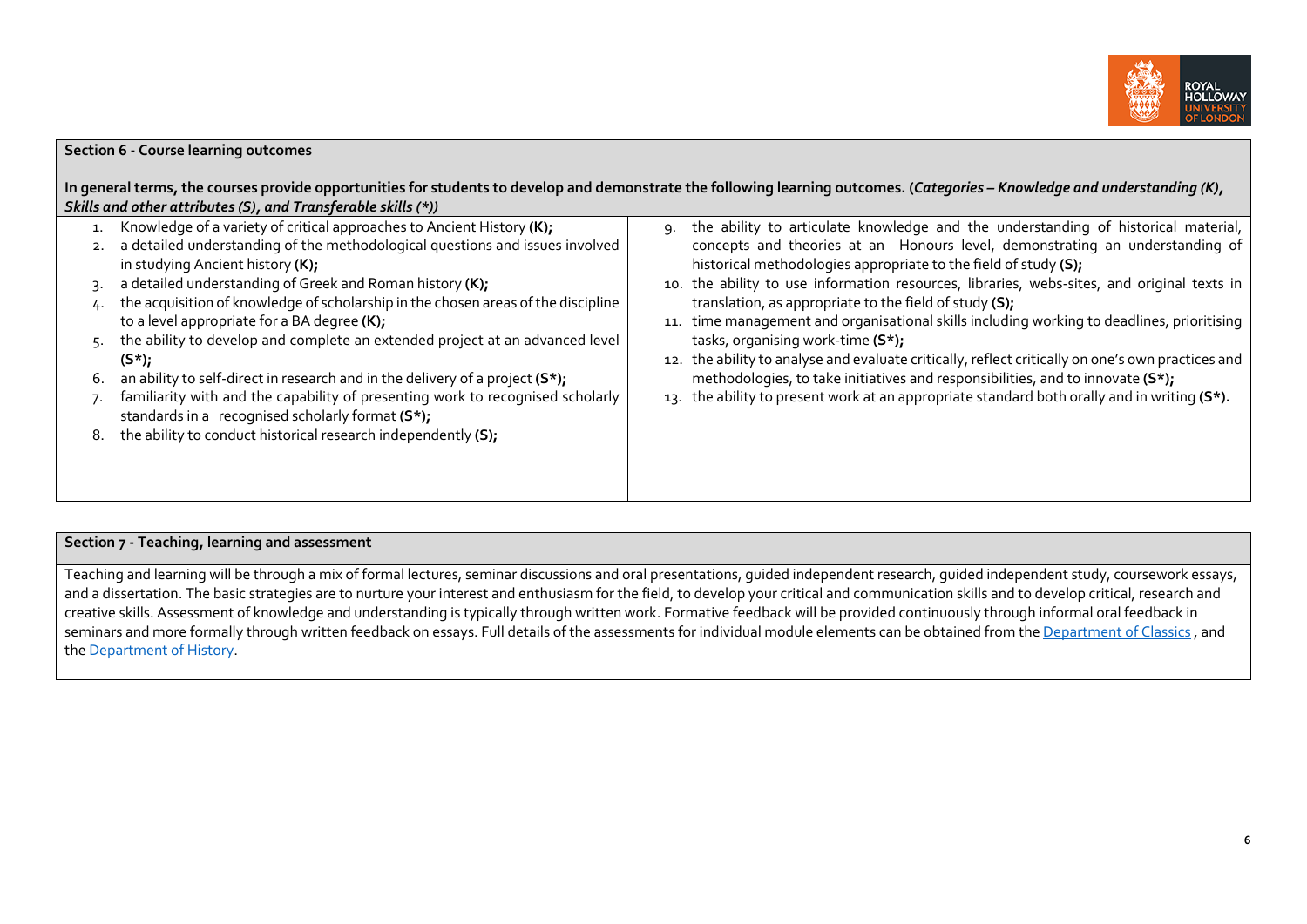## Section 6 - Course learning outcomes

**In general terms, the courses provide opportunities for students to develop and demonstrate the following learning outcomes. (*Categories – Knowledge and understanding (K), Skills and other attributes (S), and Transferable skills (*)*)**

1. Knowledge of a variety of critical approaches to Ancient History **(K);**
2. a detailed understanding of the methodological questions and issues involved in studying Ancient history **(K);**
3. a detailed understanding of Greek and Roman history **(K);**
4. the acquisition of knowledge of scholarship in the chosen areas of the discipline to a level appropriate for a BA degree **(K);**
5. the ability to develop and complete an extended project at an advanced level **(S*);**
6. an ability to self-direct in research and in the delivery of a project **(S*);**
7. familiarity with and the capability of presenting work to recognised scholarly standards in a recognised scholarly format **(S*);**
8. the ability to conduct historical research independently **(S);**
9. the ability to articulate knowledge and the understanding of historical material, concepts and theories at an Honours level, demonstrating an understanding of historical methodologies appropriate to the field of study **(S);**
10. the ability to use information resources, libraries, webs-sites, and original texts in translation, as appropriate to the field of study **(S);**
11. time management and organisational skills including working to deadlines, prioritising tasks, organising work-time **(S*);**
12. the ability to analyse and evaluate critically, reflect critically on one's own practices and methodologies, to take initiatives and responsibilities, and to innovate **(S*);**
13. the ability to present work at an appropriate standard both orally and in writing **(S*).**

## Section 7 - Teaching, learning and assessment

Teaching and learning will be through a mix of formal lectures, seminar discussions and oral presentations, guided independent research, guided independent study, coursework essays, and a dissertation. The basic strategies are to nurture your interest and enthusiasm for the field, to develop your critical and communication skills and to develop critical, research and creative skills. Assessment of knowledge and understanding is typically through written work. Formative feedback will be provided continuously through informal oral feedback in seminars and more formally through written feedback on essays. Full details of the assessments for individual module elements can be obtained from the Department of Classics , and the Department of History.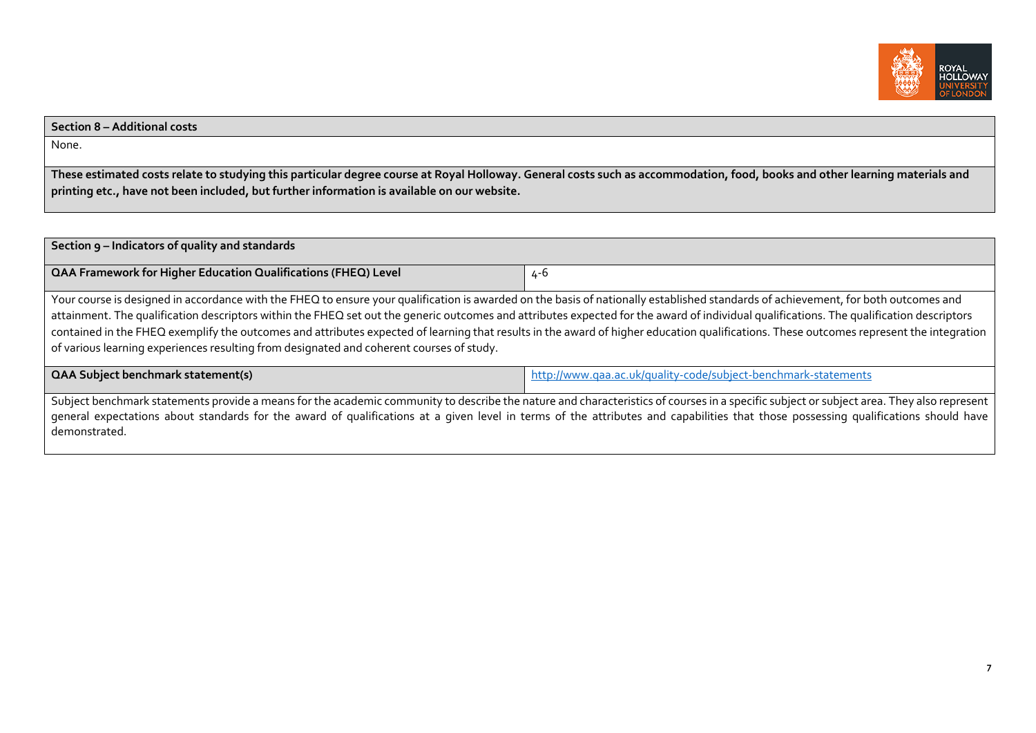**Section 8 – Additional costs**

None.

**These estimated costs relate to studying this particular degree course at Royal Holloway. General costs such as accommodation, food, books and other learning materials and printing etc., have not been included, but further information is available on our website.**

**Section 9 – Indicators of quality and standards**

| **QAA Framework for Higher Education Qualifications (FHEQ) Level** | 4-6 |
| --- | --- |

Your course is designed in accordance with the FHEQ to ensure your qualification is awarded on the basis of nationally established standards of achievement, for both outcomes and attainment. The qualification descriptors within the FHEQ set out the generic outcomes and attributes expected for the award of individual qualifications. The qualification descriptors contained in the FHEQ exemplify the outcomes and attributes expected of learning that results in the award of higher education qualifications. These outcomes represent the integration of various learning experiences resulting from designated and coherent courses of study.

| **QAA Subject benchmark statement(s)** | http://www.qaa.ac.uk/quality-code/subject-benchmark-statements |
| --- | --- |

Subject benchmark statements provide a means for the academic community to describe the nature and characteristics of courses in a specific subject or subject area. They also represent general expectations about standards for the award of qualifications at a given level in terms of the attributes and capabilities that those possessing qualifications should have demonstrated.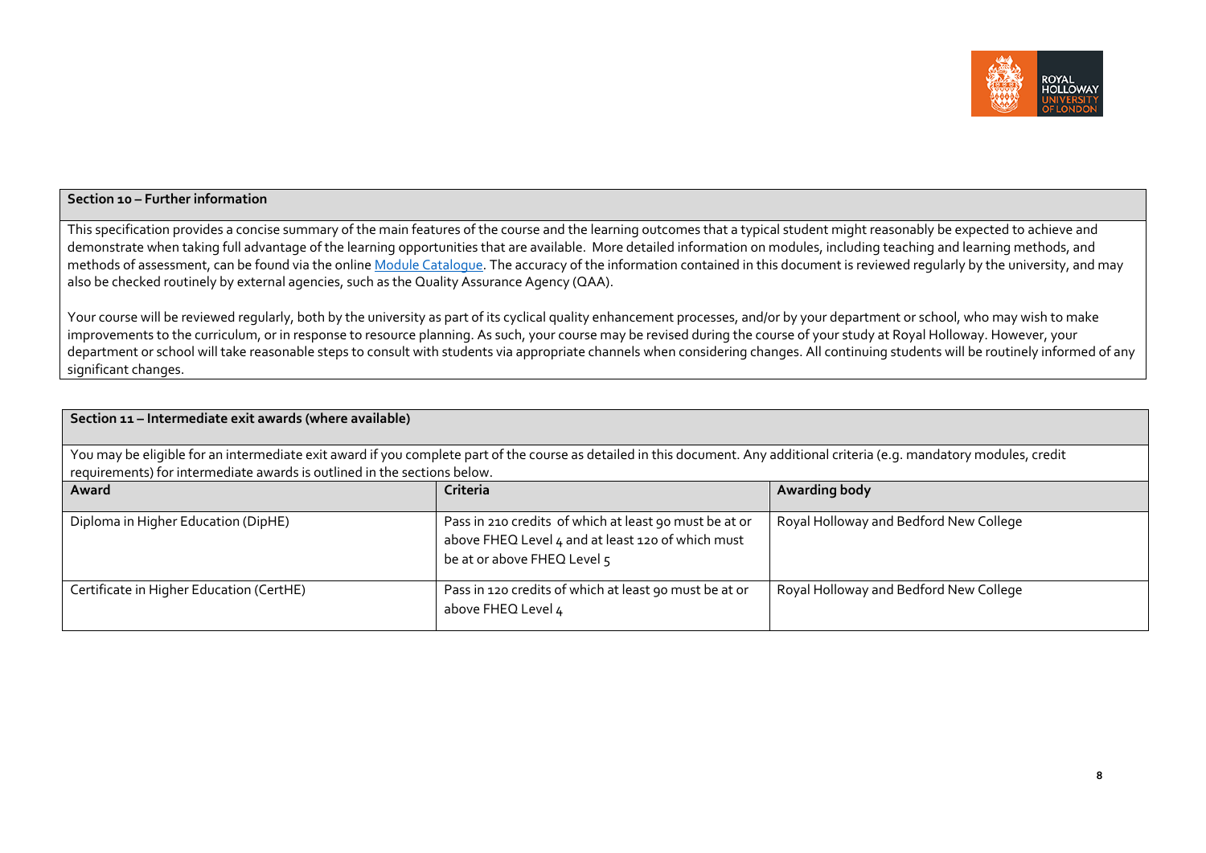## Section 10 – Further information

This specification provides a concise summary of the main features of the course and the learning outcomes that a typical student might reasonably be expected to achieve and demonstrate when taking full advantage of the learning opportunities that are available. More detailed information on modules, including teaching and learning methods, and methods of assessment, can be found via the online Module Catalogue. The accuracy of the information contained in this document is reviewed regularly by the university, and may also be checked routinely by external agencies, such as the Quality Assurance Agency (QAA).

Your course will be reviewed regularly, both by the university as part of its cyclical quality enhancement processes, and/or by your department or school, who may wish to make improvements to the curriculum, or in response to resource planning. As such, your course may be revised during the course of your study at Royal Holloway. However, your department or school will take reasonable steps to consult with students via appropriate channels when considering changes. All continuing students will be routinely informed of any significant changes.

## Section 11 – Intermediate exit awards (where available)

You may be eligible for an intermediate exit award if you complete part of the course as detailed in this document. Any additional criteria (e.g. mandatory modules, credit requirements) for intermediate awards is outlined in the sections below.

| Award | Criteria | Awarding body |
|---|---|---|
| Diploma in Higher Education (DipHE) | Pass in 210 credits of which at least 90 must be at or above FHEQ Level 4 and at least 120 of which must be at or above FHEQ Level 5 | Royal Holloway and Bedford New College |
| Certificate in Higher Education (CertHE) | Pass in 120 credits of which at least 90 must be at or above FHEQ Level 4 | Royal Holloway and Bedford New College |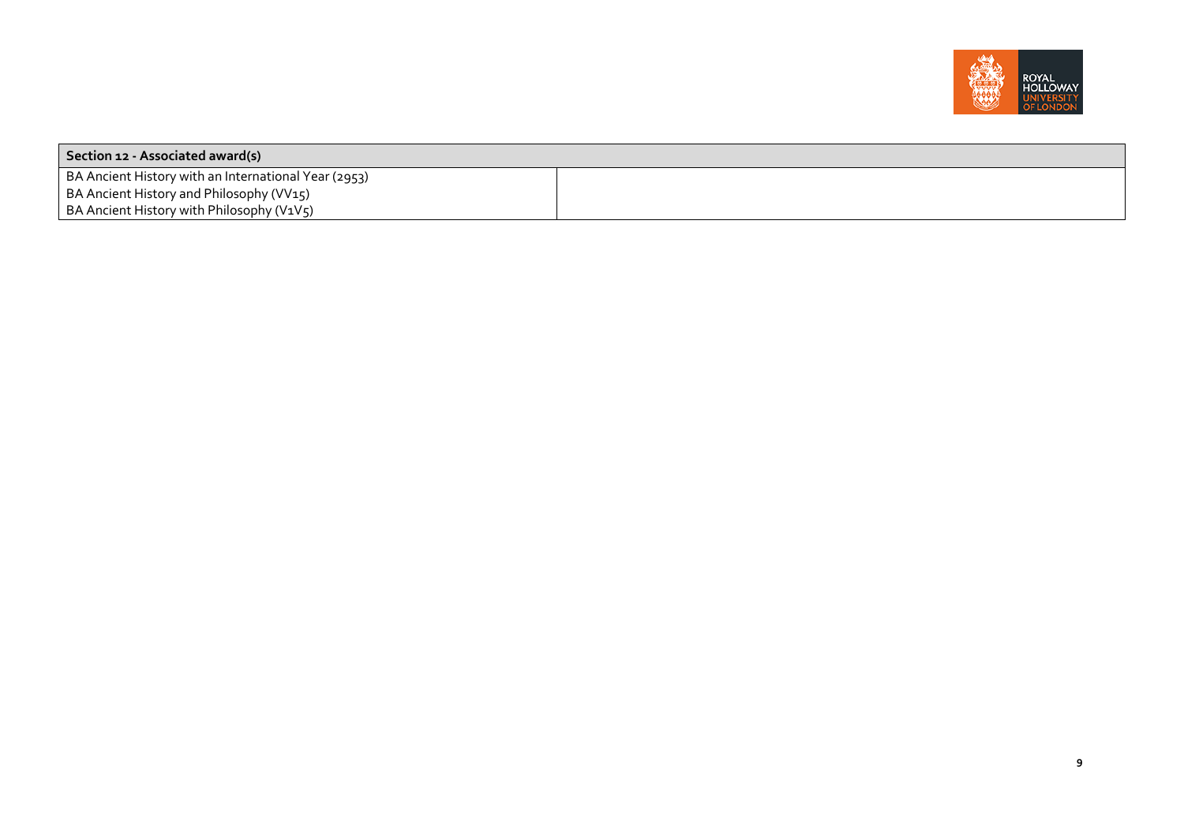| Section 12 - Associated award(s) | |
|---|---|
| BA Ancient History with an International Year (2953)<br>BA Ancient History and Philosophy (VV15)<br>BA Ancient History with Philosophy (V1V5) | |